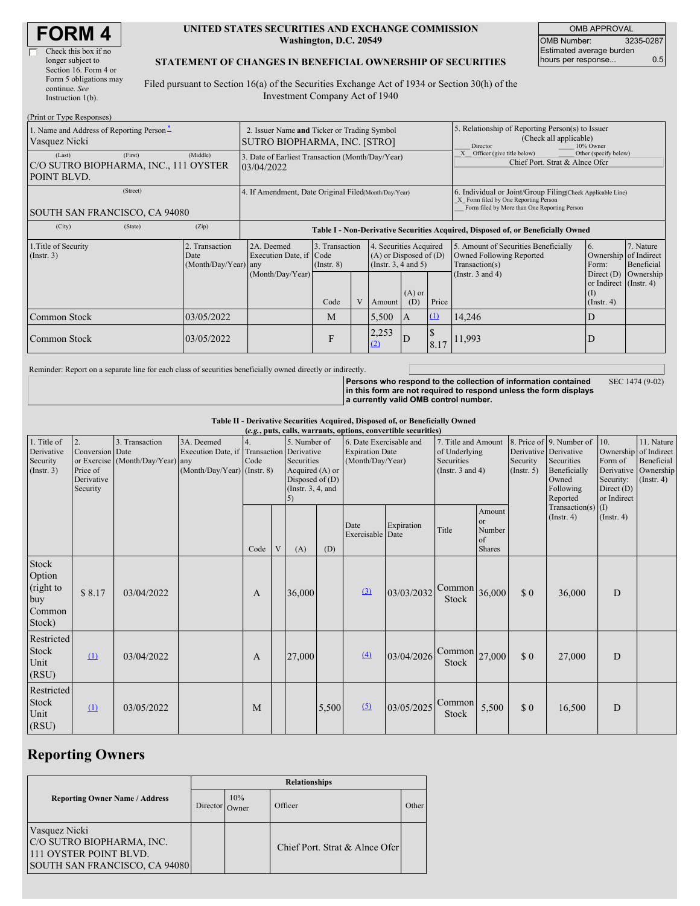# FORM 4

☐ Check this box if no longer subject to Section 16. Form 4 or Form 5 obligations may continue. *See* Instruction 1(b).

**UNITED STATES SECURITIES AND EXCHANGE COMMISSION**
**Washington, D.C. 20549**

**STATEMENT OF CHANGES IN BENEFICIAL OWNERSHIP OF SECURITIES**

Filed pursuant to Section 16(a) of the Securities Exchange Act of 1934 or Section 30(h) of the Investment Company Act of 1940

| OMB APPROVAL | |
|---|---|
| OMB Number: | 3235-0287 |
| Estimated average burden hours per response... | 0.5 |

(Print or Type Responses)

| 1. Name and Address of Reporting Person * | 2. Issuer Name **and** Ticker or Trading Symbol | 5. Relationship of Reporting Person(s) to Issuer (Check all applicable) |
|---|---|---|
| Vasquez Nicki | SUTRO BIOPHARMA, INC. [STRO] | ___ Director ___ 10% Owner |
| (Last) (First) (Middle) C/O SUTRO BIOPHARMA, INC., 111 OYSTER POINT BLVD. | 3. Date of Earliest Transaction (Month/Day/Year) 03/04/2022 | _X_ Officer (give title below) ___ Other (specify below) Chief Port. Strat & Alnce Ofcr |
| (Street) SOUTH SAN FRANCISCO, CA 94080 | 4. If Amendment, Date Original Filed (Month/Day/Year) | 6. Individual or Joint/Group Filing (Check Applicable Line) _X_ Form filed by One Reporting Person ___ Form filed by More than One Reporting Person |
| (City) (State) (Zip) | | |

**Table I - Non-Derivative Securities Acquired, Disposed of, or Beneficially Owned**

| 1.Title of Security (Instr. 3) | 2. Transaction Date (Month/Day/Year) | 2A. Deemed Execution Date, if any (Month/Day/Year) | 3. Transaction Code (Instr. 8) | | 4. Securities Acquired (A) or Disposed of (D) (Instr. 3, 4 and 5) | | | 5. Amount of Securities Beneficially Owned Following Reported Transaction(s) (Instr. 3 and 4) | 6. Ownership Form: Direct (D) or Indirect (I) (Instr. 4) | 7. Nature of Indirect Beneficial Ownership (Instr. 4) |
|---|---|---|---|---|---|---|---|---|---|---|
| | | | Code | V | Amount | (A) or (D) | Price | | | |
| Common Stock | 03/05/2022 | | M | | 5,500 | A | (1) | 14,246 | D | |
| Common Stock | 03/05/2022 | | F | | 2,253 (2) | D | $ 8.17 | 11,993 | D | |

Reminder: Report on a separate line for each class of securities beneficially owned directly or indirectly.

**Persons who respond to the collection of information contained in this form are not required to respond unless the form displays a currently valid OMB control number.** SEC 1474 (9-02)

**Table II - Derivative Securities Acquired, Disposed of, or Beneficially Owned**
***(e.g.*, puts, calls, warrants, options, convertible securities)**

| 1. Title of Derivative Security (Instr. 3) | 2. Conversion or Exercise Price of Derivative Security | 3. Transaction Date (Month/Day/Year) | 3A. Deemed Execution Date, if any (Month/Day/Year) | 4. Transaction Code (Instr. 8) | | 5. Number of Derivative Securities Acquired (A) or Disposed of (D) (Instr. 3, 4, and 5) | | 6. Date Exercisable and Expiration Date (Month/Day/Year) | | 7. Title and Amount of Underlying Securities (Instr. 3 and 4) | | 8. Price of Derivative Security (Instr. 5) | 9. Number of Derivative Securities Beneficially Owned Following Reported Transaction(s) (Instr. 4) | 10. Ownership Form of Derivative Security: Direct (D) or Indirect (I) (Instr. 4) | 11. Nature of Indirect Beneficial Ownership (Instr. 4) |
|---|---|---|---|---|---|---|---|---|---|---|---|---|---|---|---|
| | | | | Code | V | (A) | (D) | Date Exercisable | Expiration Date | Title | Amount or Number of Shares | | | | |
| Stock Option (right to buy Common Stock) | $ 8.17 | 03/04/2022 | | A | | 36,000 | | (3) | 03/03/2032 | Common Stock | 36,000 | $ 0 | 36,000 | D | |
| Restricted Stock Unit (RSU) | (1) | 03/04/2022 | | A | | 27,000 | | (4) | 03/04/2026 | Common Stock | 27,000 | $ 0 | 27,000 | D | |
| Restricted Stock Unit (RSU) | (1) | 03/05/2022 | | M | | | 5,500 | (5) | 03/05/2025 | Common Stock | 5,500 | $ 0 | 16,500 | D | |

## Reporting Owners

| Reporting Owner Name / Address | Relationships | | | |
|---|---|---|---|---|
| | Director | 10% Owner | Officer | Other |
| Vasquez Nicki C/O SUTRO BIOPHARMA, INC. 111 OYSTER POINT BLVD. SOUTH SAN FRANCISCO, CA 94080 | | | Chief Port. Strat & Alnce Ofcr | |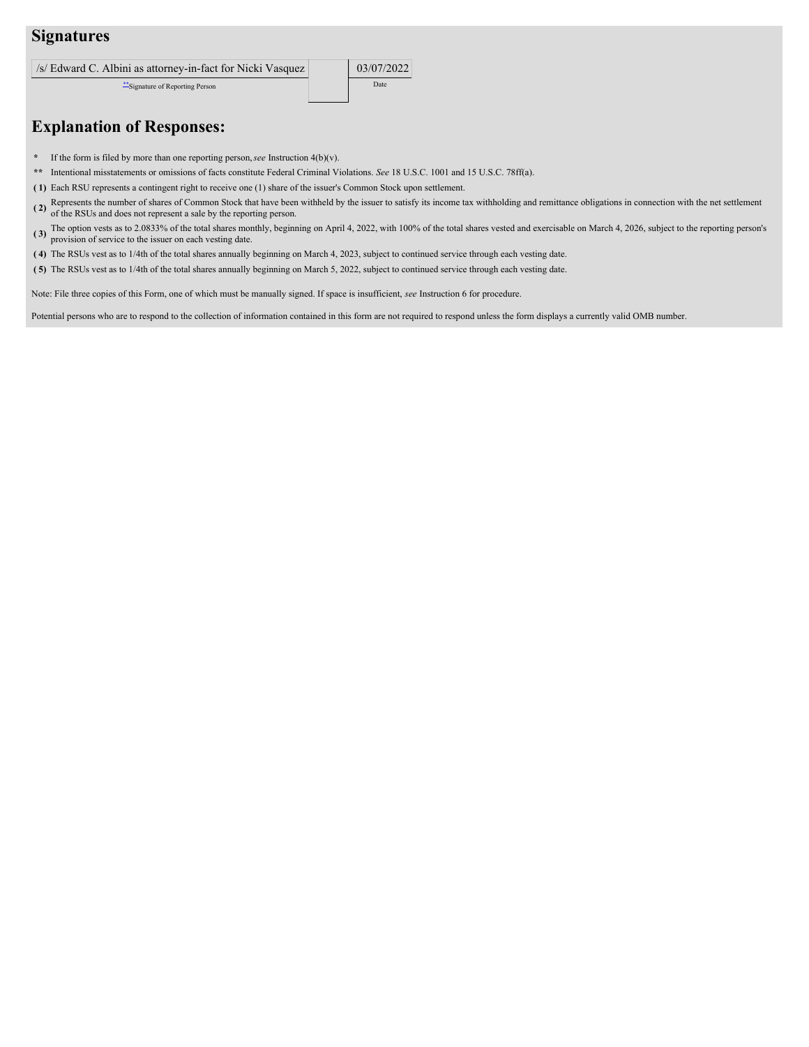## Signatures

| | | |
|---|---|---|
| /s/ Edward C. Albini as attorney-in-fact for Nicki Vasquez | | 03/07/2022 |
| **Signature of Reporting Person | | Date |

## Explanation of Responses:

\* If the form is filed by more than one reporting person, *see* Instruction 4(b)(v).

\*\* Intentional misstatements or omissions of facts constitute Federal Criminal Violations. *See* 18 U.S.C. 1001 and 15 U.S.C. 78ff(a).

( 1) Each RSU represents a contingent right to receive one (1) share of the issuer's Common Stock upon settlement.

( 2) Represents the number of shares of Common Stock that have been withheld by the issuer to satisfy its income tax withholding and remittance obligations in connection with the net settlement of the RSUs and does not represent a sale by the reporting person.

( 3) The option vests as to 2.0833% of the total shares monthly, beginning on April 4, 2022, with 100% of the total shares vested and exercisable on March 4, 2026, subject to the reporting person's provision of service to the issuer on each vesting date.

( 4) The RSUs vest as to 1/4th of the total shares annually beginning on March 4, 2023, subject to continued service through each vesting date.

( 5) The RSUs vest as to 1/4th of the total shares annually beginning on March 5, 2022, subject to continued service through each vesting date.

Note: File three copies of this Form, one of which must be manually signed. If space is insufficient, *see* Instruction 6 for procedure.

Potential persons who are to respond to the collection of information contained in this form are not required to respond unless the form displays a currently valid OMB number.